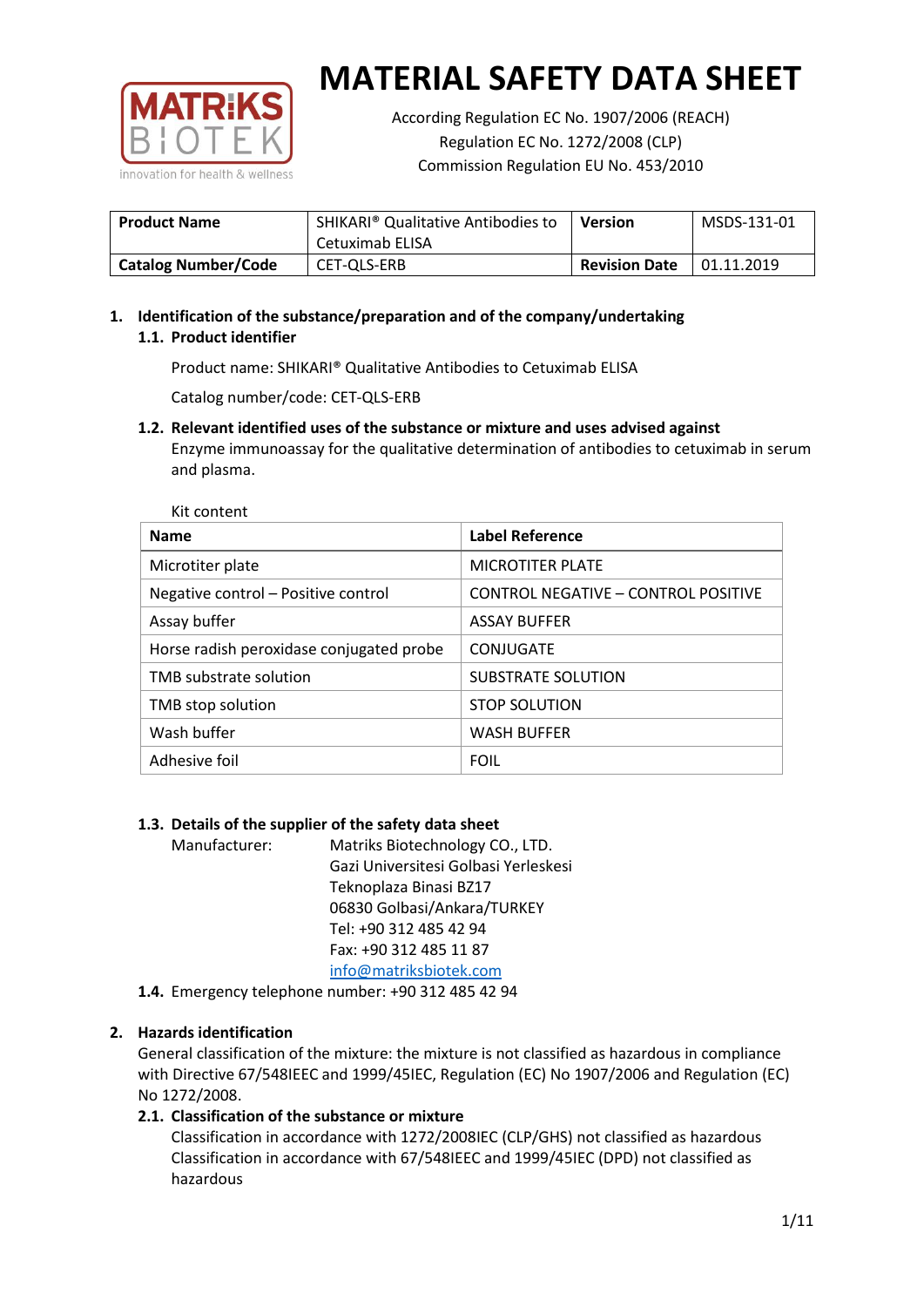# MATERIAL SAFETY DATA SHEET

According Regulation EC No. 1907/2006 (REACH)
Regulation EC No. 1272/2008 (CLP)
Commission Regulation EU No. 453/2010

| **Product Name** | SHIKARI® Qualitative Antibodies to Cetuximab ELISA | **Version** | MSDS-131-01 |
|---|---|---|---|
| **Catalog Number/Code** | CET-QLS-ERB | **Revision Date** | 01.11.2019 |

## 1. Identification of the substance/preparation and of the company/undertaking

### 1.1. Product identifier

Product name: SHIKARI® Qualitative Antibodies to Cetuximab ELISA

Catalog number/code: CET-QLS-ERB

### 1.2. Relevant identified uses of the substance or mixture and uses advised against

Enzyme immunoassay for the qualitative determination of antibodies to cetuximab in serum and plasma.

Kit content

| **Name** | **Label Reference** |
|---|---|
| Microtiter plate | MICROTITER PLATE |
| Negative control – Positive control | CONTROL NEGATIVE – CONTROL POSITIVE |
| Assay buffer | ASSAY BUFFER |
| Horse radish peroxidase conjugated probe | CONJUGATE |
| TMB substrate solution | SUBSTRATE SOLUTION |
| TMB stop solution | STOP SOLUTION |
| Wash buffer | WASH BUFFER |
| Adhesive foil | FOIL |

### 1.3. Details of the supplier of the safety data sheet

Manufacturer: Matriks Biotechnology CO., LTD.
Gazi Universitesi Golbasi Yerleskesi
Teknoplaza Binasi BZ17
06830 Golbasi/Ankara/TURKEY
Tel: +90 312 485 42 94
Fax: +90 312 485 11 87
info@matriksbiotek.com

### 1.4. Emergency telephone number: +90 312 485 42 94

## 2. Hazards identification

General classification of the mixture: the mixture is not classified as hazardous in compliance with Directive 67/548IEEC and 1999/45IEC, Regulation (EC) No 1907/2006 and Regulation (EC) No 1272/2008.

### 2.1. Classification of the substance or mixture

Classification in accordance with 1272/2008IEC (CLP/GHS) not classified as hazardous
Classification in accordance with 67/548IEEC and 1999/45IEC (DPD) not classified as hazardous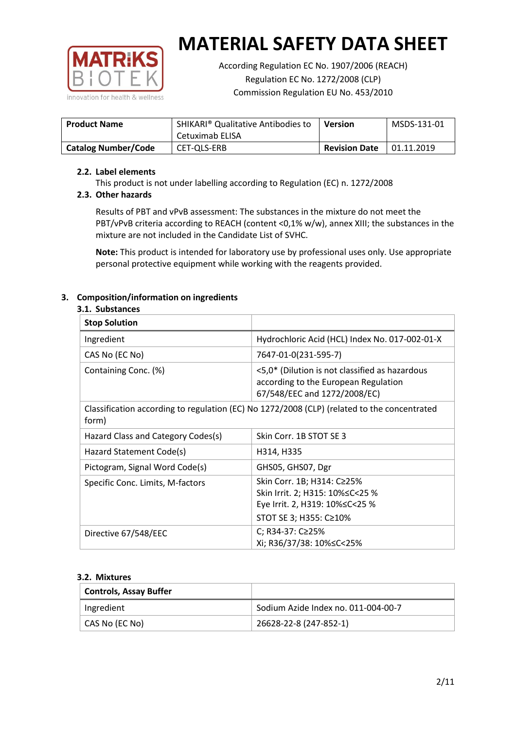# MATERIAL SAFETY DATA SHEET

According Regulation EC No. 1907/2006 (REACH)
Regulation EC No. 1272/2008 (CLP)
Commission Regulation EU No. 453/2010

| **Product Name** | SHIKARI® Qualitative Antibodies to Cetuximab ELISA | **Version** | MSDS-131-01 |
|---|---|---|---|
| **Catalog Number/Code** | CET-QLS-ERB | **Revision Date** | 01.11.2019 |

### 2.2. Label elements

This product is not under labelling according to Regulation (EC) n. 1272/2008

### 2.3. Other hazards

Results of PBT and vPvB assessment: The substances in the mixture do not meet the PBT/vPvB criteria according to REACH (content <0,1% w/w), annex XIII; the substances in the mixture are not included in the Candidate List of SVHC.

**Note:** This product is intended for laboratory use by professional uses only. Use appropriate personal protective equipment while working with the reagents provided.

## 3. Composition/information on ingredients

### 3.1. Substances

| **Stop Solution** | |
|---|---|
| Ingredient | Hydrochloric Acid (HCL) Index No. 017-002-01-X |
| CAS No (EC No) | 7647-01-0(231-595-7) |
| Containing Conc. (%) | <5,0* (Dilution is not classified as hazardous according to the European Regulation 67/548/EEC and 1272/2008/EC) |
| Classification according to regulation (EC) No 1272/2008 (CLP) (related to the concentrated form) | |
| Hazard Class and Category Codes(s) | Skin Corr. 1B STOT SE 3 |
| Hazard Statement Code(s) | H314, H335 |
| Pictogram, Signal Word Code(s) | GHS05, GHS07, Dgr |
| Specific Conc. Limits, M-factors | Skin Corr. 1B; H314: C≥25%<br>Skin Irrit. 2; H315: 10%≤C<25 %<br>Eye Irrit. 2, H319: 10%≤C<25 %<br>STOT SE 3; H355: C≥10% |
| Directive 67/548/EEC | C; R34-37: C≥25%<br>Xi; R36/37/38: 10%≤C<25% |

### 3.2. Mixtures

| **Controls, Assay Buffer** | |
|---|---|
| Ingredient | Sodium Azide Index no. 011-004-00-7 |
| CAS No (EC No) | 26628-22-8 (247-852-1) |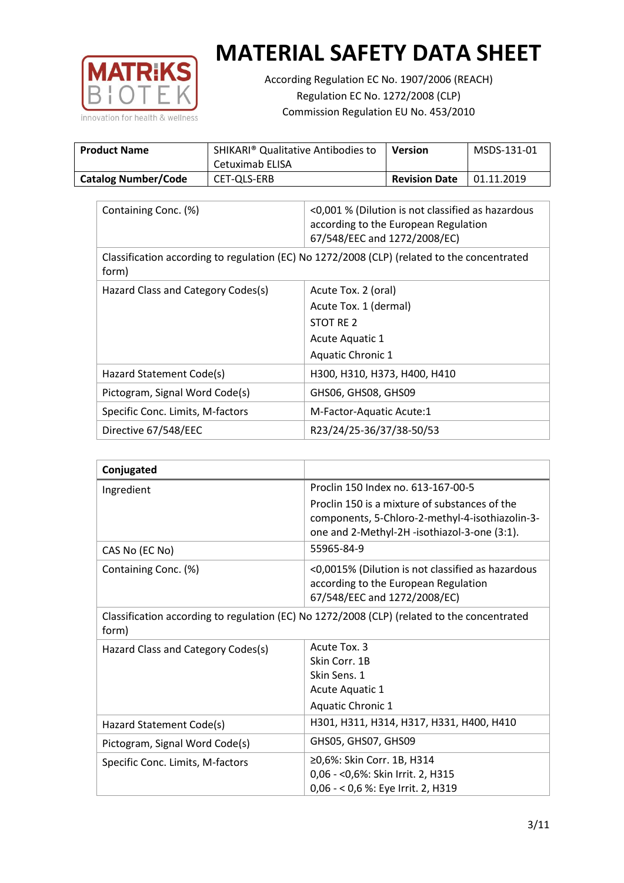# MATERIAL SAFETY DATA SHEET

According Regulation EC No. 1907/2006 (REACH)
Regulation EC No. 1272/2008 (CLP)
Commission Regulation EU No. 453/2010

| **Product Name** | SHIKARI® Qualitative Antibodies to Cetuximab ELISA | **Version** | MSDS-131-01 |
|---|---|---|---|
| **Catalog Number/Code** | CET-QLS-ERB | **Revision Date** | 01.11.2019 |

| Containing Conc. (%) | <0,001 % (Dilution is not classified as hazardous according to the European Regulation 67/548/EEC and 1272/2008/EC) |
|---|---|
| Classification according to regulation (EC) No 1272/2008 (CLP) (related to the concentrated form) | |
| Hazard Class and Category Codes(s) | Acute Tox. 2 (oral)<br>Acute Tox. 1 (dermal)<br>STOT RE 2<br>Acute Aquatic 1<br>Aquatic Chronic 1 |
| Hazard Statement Code(s) | H300, H310, H373, H400, H410 |
| Pictogram, Signal Word Code(s) | GHS06, GHS08, GHS09 |
| Specific Conc. Limits, M-factors | M-Factor-Aquatic Acute:1 |
| Directive 67/548/EEC | R23/24/25-36/37/38-50/53 |

| **Conjugated** | |
|---|---|
| Ingredient | Proclin 150 Index no. 613-167-00-5<br>Proclin 150 is a mixture of substances of the components, 5-Chloro-2-methyl-4-isothiazolin-3-one and 2-Methyl-2H -isothiazol-3-one (3:1). |
| CAS No (EC No) | 55965-84-9 |
| Containing Conc. (%) | <0,0015% (Dilution is not classified as hazardous according to the European Regulation 67/548/EEC and 1272/2008/EC) |
| Classification according to regulation (EC) No 1272/2008 (CLP) (related to the concentrated form) | |
| Hazard Class and Category Codes(s) | Acute Tox. 3<br>Skin Corr. 1B<br>Skin Sens. 1<br>Acute Aquatic 1<br>Aquatic Chronic 1 |
| Hazard Statement Code(s) | H301, H311, H314, H317, H331, H400, H410 |
| Pictogram, Signal Word Code(s) | GHS05, GHS07, GHS09 |
| Specific Conc. Limits, M-factors | ≥0,6%: Skin Corr. 1B, H314<br>0,06 - <0,6%: Skin Irrit. 2, H315<br>0,06 - < 0,6 %: Eye Irrit. 2, H319 |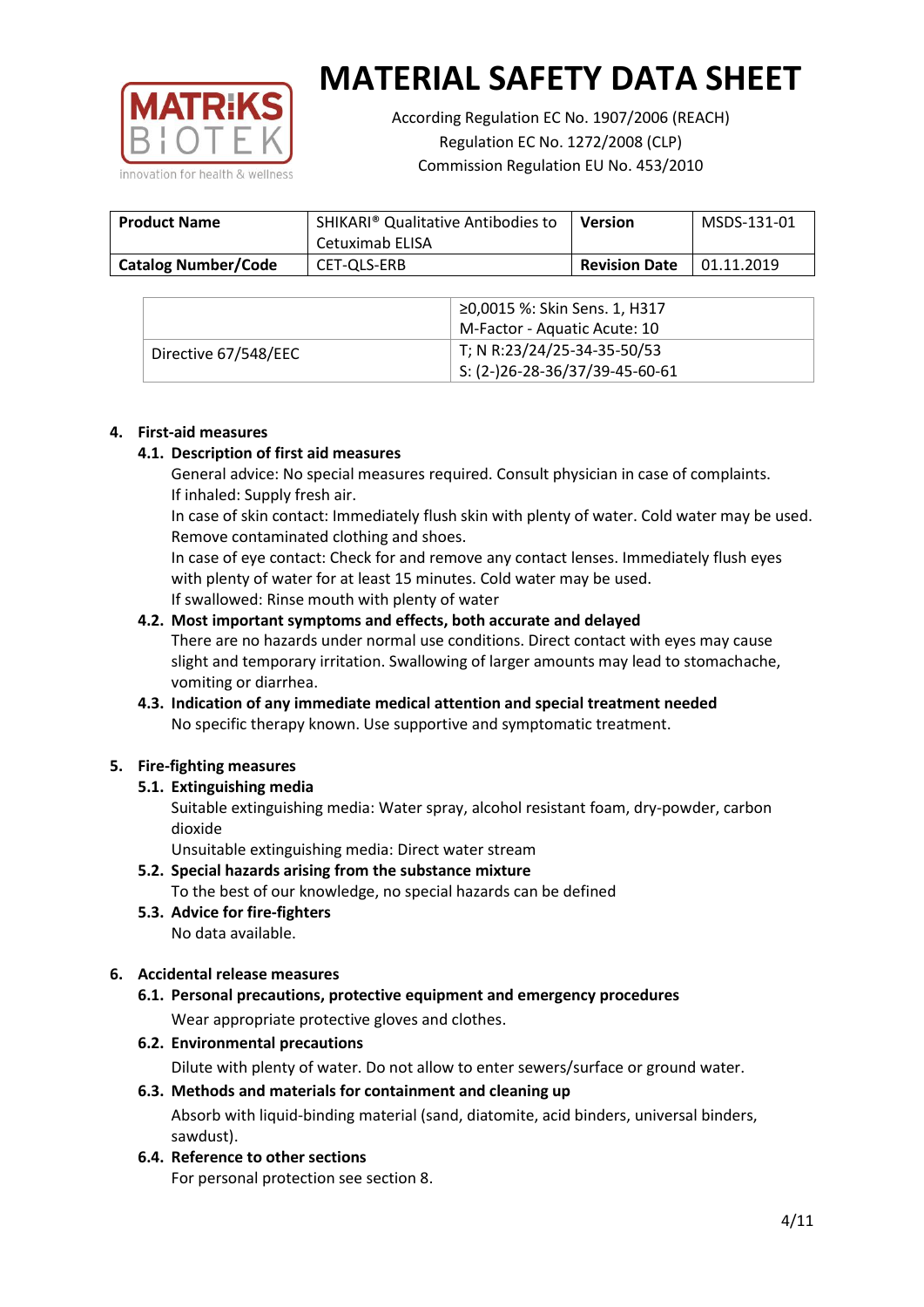# MATERIAL SAFETY DATA SHEET

According Regulation EC No. 1907/2006 (REACH)
Regulation EC No. 1272/2008 (CLP)
Commission Regulation EU No. 453/2010

| **Product Name** | SHIKARI® Qualitative Antibodies to Cetuximab ELISA | **Version** | MSDS-131-01 |
|---|---|---|---|
| **Catalog Number/Code** | CET-QLS-ERB | **Revision Date** | 01.11.2019 |

| | |
|---|---|
| | ≥0,0015 %: Skin Sens. 1, H317<br>M-Factor - Aquatic Acute: 10 |
| Directive 67/548/EEC | T; N R:23/24/25-34-35-50/53<br>S: (2-)26-28-36/37/39-45-60-61 |

## 4. First-aid measures

### 4.1. Description of first aid measures

General advice: No special measures required. Consult physician in case of complaints.
If inhaled: Supply fresh air.
In case of skin contact: Immediately flush skin with plenty of water. Cold water may be used. Remove contaminated clothing and shoes.
In case of eye contact: Check for and remove any contact lenses. Immediately flush eyes with plenty of water for at least 15 minutes. Cold water may be used.
If swallowed: Rinse mouth with plenty of water

### 4.2. Most important symptoms and effects, both accurate and delayed

There are no hazards under normal use conditions. Direct contact with eyes may cause slight and temporary irritation. Swallowing of larger amounts may lead to stomachache, vomiting or diarrhea.

### 4.3. Indication of any immediate medical attention and special treatment needed

No specific therapy known. Use supportive and symptomatic treatment.

## 5. Fire-fighting measures

### 5.1. Extinguishing media

Suitable extinguishing media: Water spray, alcohol resistant foam, dry-powder, carbon dioxide
Unsuitable extinguishing media: Direct water stream

### 5.2. Special hazards arising from the substance mixture

To the best of our knowledge, no special hazards can be defined

### 5.3. Advice for fire-fighters

No data available.

## 6. Accidental release measures

### 6.1. Personal precautions, protective equipment and emergency procedures

Wear appropriate protective gloves and clothes.

### 6.2. Environmental precautions

Dilute with plenty of water. Do not allow to enter sewers/surface or ground water.

### 6.3. Methods and materials for containment and cleaning up

Absorb with liquid-binding material (sand, diatomite, acid binders, universal binders, sawdust).

### 6.4. Reference to other sections

For personal protection see section 8.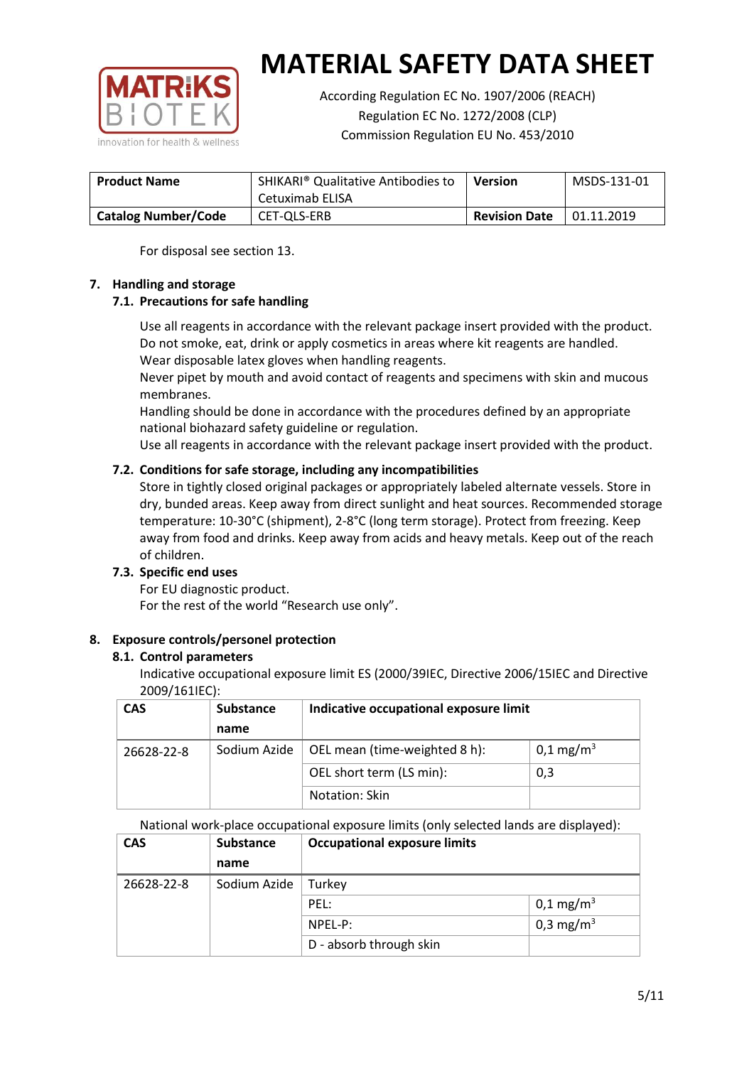For disposal see section 13.

## 7. Handling and storage

### 7.1. Precautions for safe handling

Use all reagents in accordance with the relevant package insert provided with the product.
Do not smoke, eat, drink or apply cosmetics in areas where kit reagents are handled.
Wear disposable latex gloves when handling reagents.
Never pipet by mouth and avoid contact of reagents and specimens with skin and mucous membranes.
Handling should be done in accordance with the procedures defined by an appropriate national biohazard safety guideline or regulation.
Use all reagents in accordance with the relevant package insert provided with the product.

### 7.2. Conditions for safe storage, including any incompatibilities

Store in tightly closed original packages or appropriately labeled alternate vessels. Store in dry, bunded areas. Keep away from direct sunlight and heat sources. Recommended storage temperature: 10-30°C (shipment), 2-8°C (long term storage). Protect from freezing. Keep away from food and drinks. Keep away from acids and heavy metals. Keep out of the reach of children.

### 7.3. Specific end uses

For EU diagnostic product.
For the rest of the world "Research use only".

## 8. Exposure controls/personel protection

### 8.1. Control parameters

Indicative occupational exposure limit ES (2000/39IEC, Directive 2006/15IEC and Directive 2009/161IEC):

| CAS | Substance name | Indicative occupational exposure limit | |
|---|---|---|---|
| 26628-22-8 | Sodium Azide | OEL mean (time-weighted 8 h): | 0,1 mg/m$^3$ |
| | | OEL short term (LS min): | 0,3 |
| | | Notation: Skin | |

National work-place occupational exposure limits (only selected lands are displayed):

| CAS | Substance name | Occupational exposure limits | |
|---|---|---|---|
| 26628-22-8 | Sodium Azide | Turkey | |
| | | PEL: | 0,1 mg/m$^3$ |
| | | NPEL-P: | 0,3 mg/m$^3$ |
| | | D - absorb through skin | |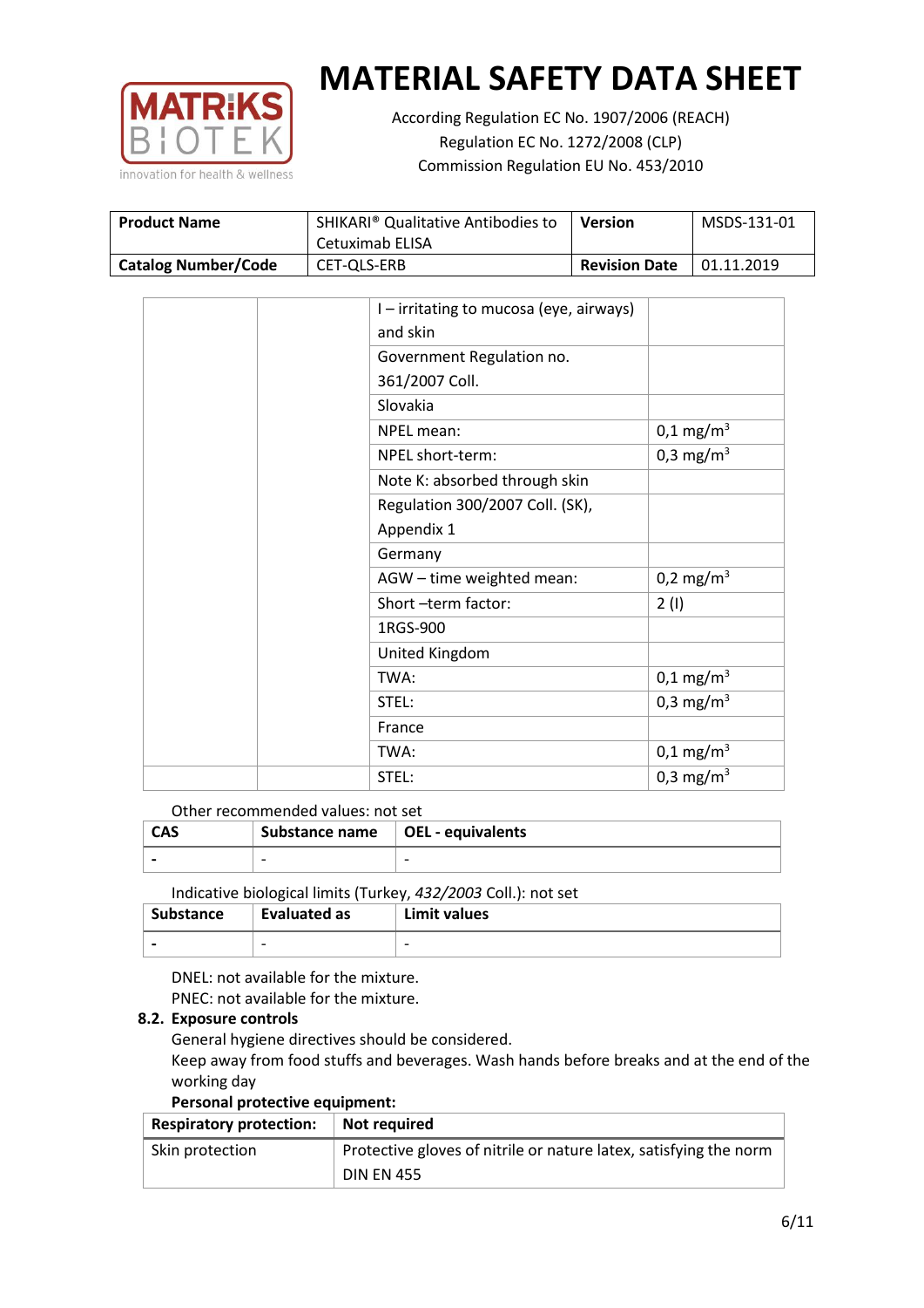| Product Name | SHIKARI® Qualitative Antibodies to Cetuximab ELISA | Version | MSDS-131-01 |
|---|---|---|---|
| Catalog Number/Code | CET-QLS-ERB | Revision Date | 01.11.2019 |

| | | | |
|---|---|---|---|
| | | I – irritating to mucosa (eye, airways) and skin | |
| | | Government Regulation no. 361/2007 Coll. | |
| | | Slovakia | |
| | | NPEL mean: | 0,1 mg/m$^3$ |
| | | NPEL short-term: | 0,3 mg/m$^3$ |
| | | Note K: absorbed through skin | |
| | | Regulation 300/2007 Coll. (SK), Appendix 1 | |
| | | Germany | |
| | | AGW – time weighted mean: | 0,2 mg/m$^3$ |
| | | Short –term factor: | 2 (I) |
| | | 1RGS-900 | |
| | | United Kingdom | |
| | | TWA: | 0,1 mg/m$^3$ |
| | | STEL: | 0,3 mg/m$^3$ |
| | | France | |
| | | TWA: | 0,1 mg/m$^3$ |
| | | STEL: | 0,3 mg/m$^3$ |

Other recommended values: not set

| CAS | Substance name | OEL - equivalents |
|---|---|---|
| - | - | - |

Indicative biological limits (Turkey, *432/2003* Coll.): not set

| Substance | Evaluated as | Limit values |
|---|---|---|
| - | - | - |

DNEL: not available for the mixture.
PNEC: not available for the mixture.

**8.2. Exposure controls**

General hygiene directives should be considered.
Keep away from food stuffs and beverages. Wash hands before breaks and at the end of the working day

**Personal protective equipment:**

| Respiratory protection: | Not required |
|---|---|
| Skin protection | Protective gloves of nitrile or nature latex, satisfying the norm DIN EN 455 |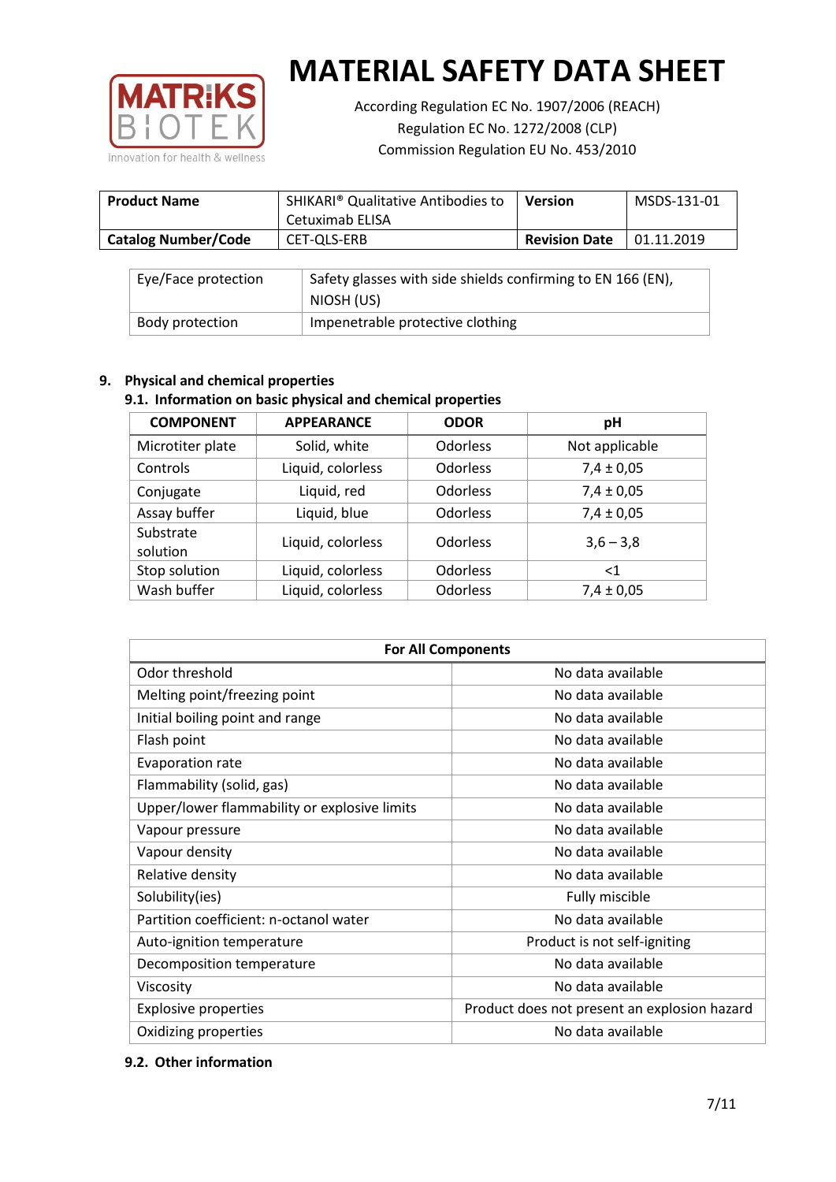| Eye/Face protection | Safety glasses with side shields confirming to EN 166 (EN), NIOSH (US) |
|---|---|
| Body protection | Impenetrable protective clothing |

## 9. Physical and chemical properties

### 9.1. Information on basic physical and chemical properties

| COMPONENT | APPEARANCE | ODOR | pH |
|---|---|---|---|
| Microtiter plate | Solid, white | Odorless | Not applicable |
| Controls | Liquid, colorless | Odorless | 7,4 ± 0,05 |
| Conjugate | Liquid, red | Odorless | 7,4 ± 0,05 |
| Assay buffer | Liquid, blue | Odorless | 7,4 ± 0,05 |
| Substrate solution | Liquid, colorless | Odorless | 3,6 – 3,8 |
| Stop solution | Liquid, colorless | Odorless | <1 |
| Wash buffer | Liquid, colorless | Odorless | 7,4 ± 0,05 |

| For All Components | |
|---|---|
| Odor threshold | No data available |
| Melting point/freezing point | No data available |
| Initial boiling point and range | No data available |
| Flash point | No data available |
| Evaporation rate | No data available |
| Flammability (solid, gas) | No data available |
| Upper/lower flammability or explosive limits | No data available |
| Vapour pressure | No data available |
| Vapour density | No data available |
| Relative density | No data available |
| Solubility(ies) | Fully miscible |
| Partition coefficient: n-octanol water | No data available |
| Auto-ignition temperature | Product is not self-igniting |
| Decomposition temperature | No data available |
| Viscosity | No data available |
| Explosive properties | Product does not present an explosion hazard |
| Oxidizing properties | No data available |

### 9.2. Other information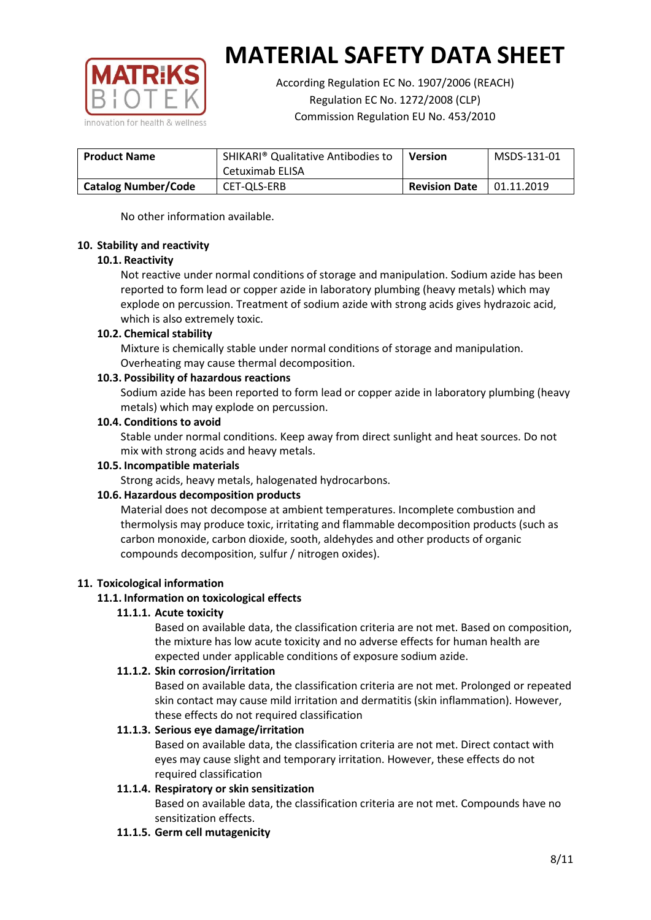No other information available.

## 10. Stability and reactivity

### 10.1. Reactivity

Not reactive under normal conditions of storage and manipulation. Sodium azide has been reported to form lead or copper azide in laboratory plumbing (heavy metals) which may explode on percussion. Treatment of sodium azide with strong acids gives hydrazoic acid, which is also extremely toxic.

### 10.2. Chemical stability

Mixture is chemically stable under normal conditions of storage and manipulation. Overheating may cause thermal decomposition.

### 10.3. Possibility of hazardous reactions

Sodium azide has been reported to form lead or copper azide in laboratory plumbing (heavy metals) which may explode on percussion.

### 10.4. Conditions to avoid

Stable under normal conditions. Keep away from direct sunlight and heat sources. Do not mix with strong acids and heavy metals.

### 10.5. Incompatible materials

Strong acids, heavy metals, halogenated hydrocarbons.

### 10.6. Hazardous decomposition products

Material does not decompose at ambient temperatures. Incomplete combustion and thermolysis may produce toxic, irritating and flammable decomposition products (such as carbon monoxide, carbon dioxide, sooth, aldehydes and other products of organic compounds decomposition, sulfur / nitrogen oxides).

## 11. Toxicological information

### 11.1. Information on toxicological effects

#### 11.1.1. Acute toxicity

Based on available data, the classification criteria are not met. Based on composition, the mixture has low acute toxicity and no adverse effects for human health are expected under applicable conditions of exposure sodium azide.

#### 11.1.2. Skin corrosion/irritation

Based on available data, the classification criteria are not met. Prolonged or repeated skin contact may cause mild irritation and dermatitis (skin inflammation). However, these effects do not required classification

#### 11.1.3. Serious eye damage/irritation

Based on available data, the classification criteria are not met. Direct contact with eyes may cause slight and temporary irritation. However, these effects do not required classification

#### 11.1.4. Respiratory or skin sensitization

Based on available data, the classification criteria are not met. Compounds have no sensitization effects.

#### 11.1.5. Germ cell mutagenicity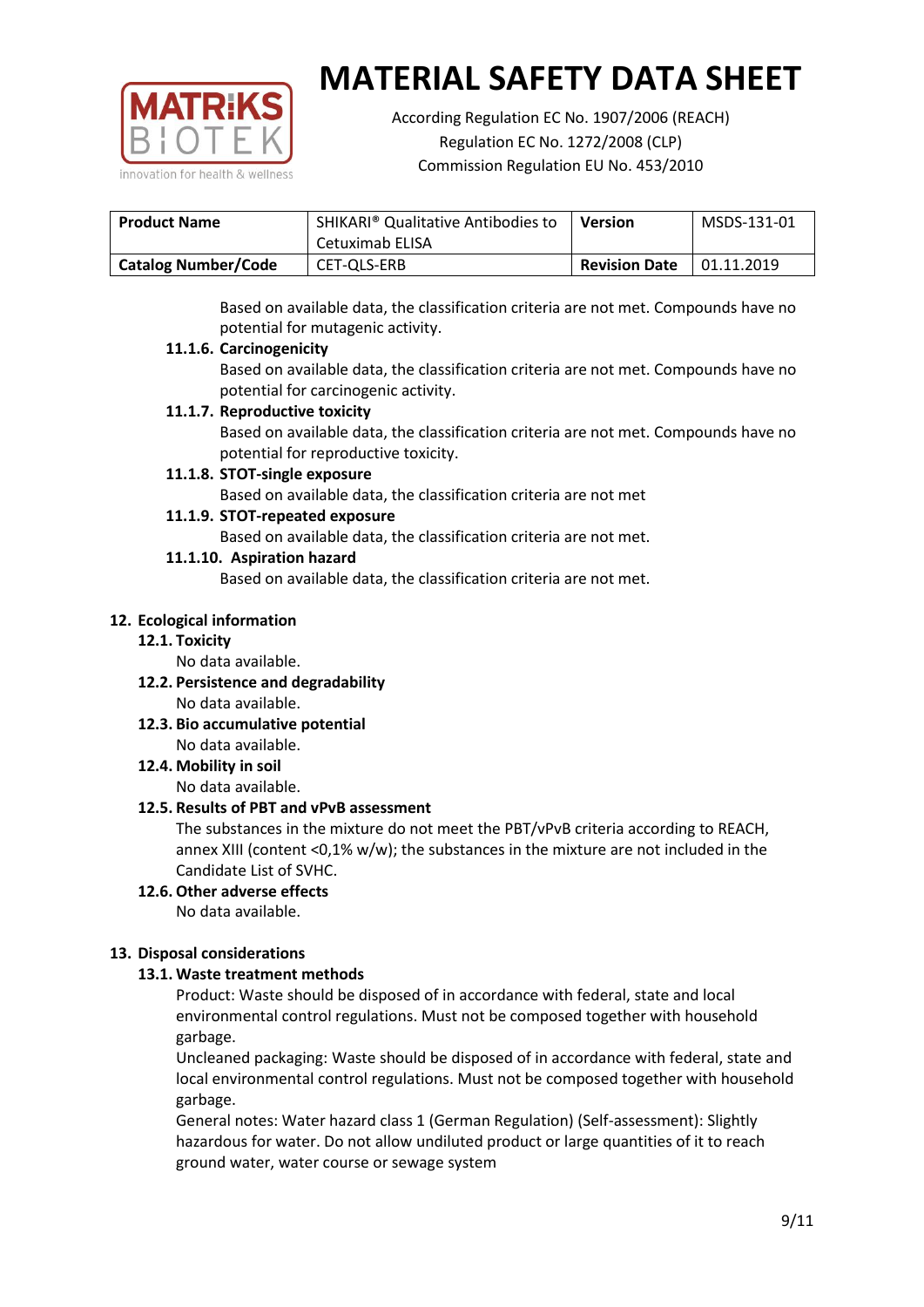Based on available data, the classification criteria are not met. Compounds have no potential for mutagenic activity.

**11.1.6. Carcinogenicity**

Based on available data, the classification criteria are not met. Compounds have no potential for carcinogenic activity.

**11.1.7. Reproductive toxicity**

Based on available data, the classification criteria are not met. Compounds have no potential for reproductive toxicity.

**11.1.8. STOT-single exposure**

Based on available data, the classification criteria are not met

**11.1.9. STOT-repeated exposure**

Based on available data, the classification criteria are not met.

**11.1.10. Aspiration hazard**

Based on available data, the classification criteria are not met.

## 12. Ecological information

### 12.1. Toxicity

No data available.

### 12.2. Persistence and degradability

No data available.

### 12.3. Bio accumulative potential

No data available.

### 12.4. Mobility in soil

No data available.

### 12.5. Results of PBT and vPvB assessment

The substances in the mixture do not meet the PBT/vPvB criteria according to REACH, annex XIII (content <0,1% w/w); the substances in the mixture are not included in the Candidate List of SVHC.

### 12.6. Other adverse effects

No data available.

## 13. Disposal considerations

### 13.1. Waste treatment methods

Product: Waste should be disposed of in accordance with federal, state and local environmental control regulations. Must not be composed together with household garbage.

Uncleaned packaging: Waste should be disposed of in accordance with federal, state and local environmental control regulations. Must not be composed together with household garbage.

General notes: Water hazard class 1 (German Regulation) (Self-assessment): Slightly hazardous for water. Do not allow undiluted product or large quantities of it to reach ground water, water course or sewage system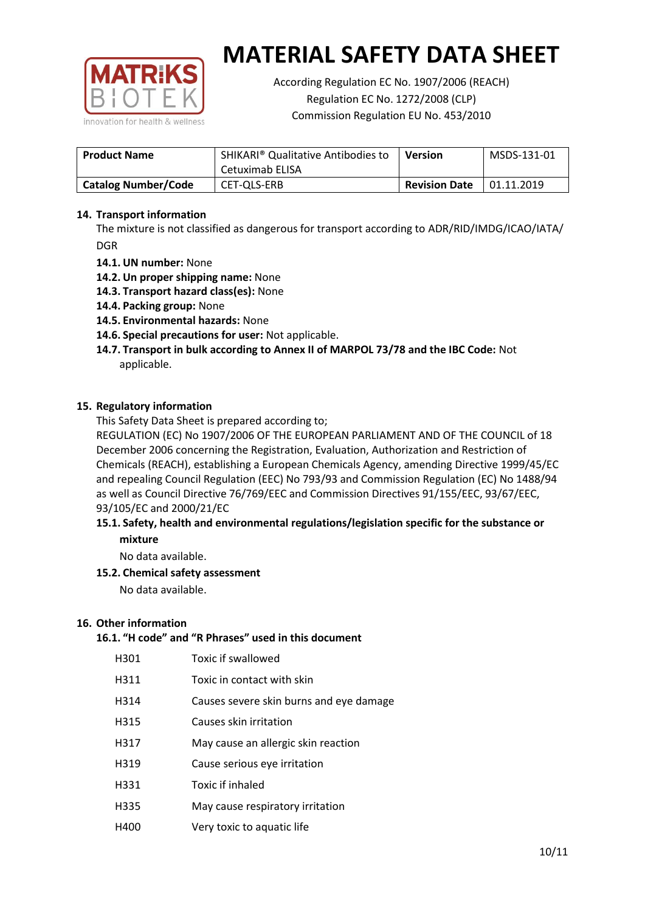# MATERIAL SAFETY DATA SHEET

According Regulation EC No. 1907/2006 (REACH)
Regulation EC No. 1272/2008 (CLP)
Commission Regulation EU No. 453/2010

| **Product Name** | SHIKARI® Qualitative Antibodies to Cetuximab ELISA | **Version** | MSDS-131-01 |
|---|---|---|---|
| **Catalog Number/Code** | CET-QLS-ERB | **Revision Date** | 01.11.2019 |

## 14. Transport information

The mixture is not classified as dangerous for transport according to ADR/RID/IMDG/ICAO/IATA/DGR

- **14.1. UN number:** None
- **14.2. Un proper shipping name:** None
- **14.3. Transport hazard class(es):** None
- **14.4. Packing group:** None
- **14.5. Environmental hazards:** None
- **14.6. Special precautions for user:** Not applicable.
- **14.7. Transport in bulk according to Annex II of MARPOL 73/78 and the IBC Code:** Not applicable.

## 15. Regulatory information

This Safety Data Sheet is prepared according to;

REGULATION (EC) No 1907/2006 OF THE EUROPEAN PARLIAMENT AND OF THE COUNCIL of 18 December 2006 concerning the Registration, Evaluation, Authorization and Restriction of Chemicals (REACH), establishing a European Chemicals Agency, amending Directive 1999/45/EC and repealing Council Regulation (EEC) No 793/93 and Commission Regulation (EC) No 1488/94 as well as Council Directive 76/769/EEC and Commission Directives 91/155/EEC, 93/67/EEC, 93/105/EC and 2000/21/EC

### 15.1. Safety, health and environmental regulations/legislation specific for the substance or mixture

No data available.

### 15.2. Chemical safety assessment

No data available.

## 16. Other information

### 16.1. "H code" and "R Phrases" used in this document

| | |
|---|---|
| H301 | Toxic if swallowed |
| H311 | Toxic in contact with skin |
| H314 | Causes severe skin burns and eye damage |
| H315 | Causes skin irritation |
| H317 | May cause an allergic skin reaction |
| H319 | Cause serious eye irritation |
| H331 | Toxic if inhaled |
| H335 | May cause respiratory irritation |
| H400 | Very toxic to aquatic life |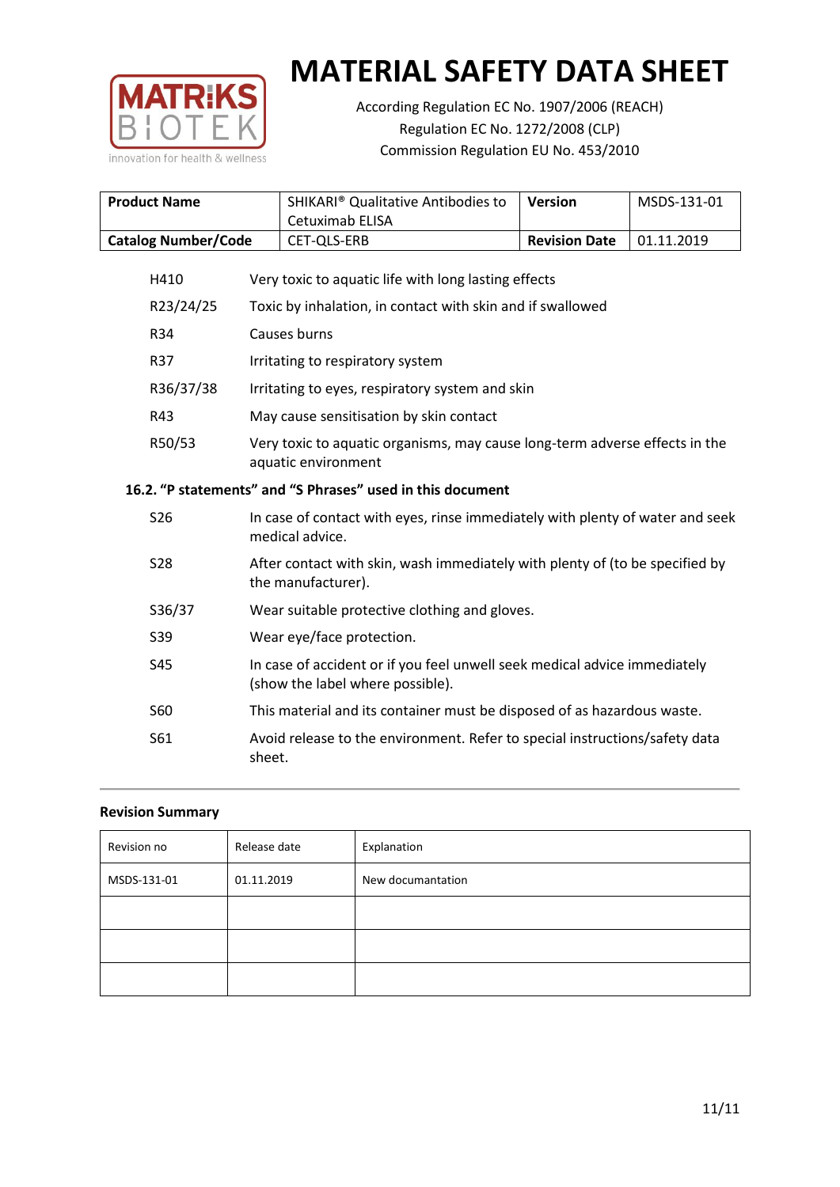# MATERIAL SAFETY DATA SHEET

According Regulation EC No. 1907/2006 (REACH)
Regulation EC No. 1272/2008 (CLP)
Commission Regulation EU No. 453/2010

| **Product Name** | SHIKARI® Qualitative Antibodies to Cetuximab ELISA | **Version** | MSDS-131-01 |
|---|---|---|---|
| **Catalog Number/Code** | CET-QLS-ERB | **Revision Date** | 01.11.2019 |

| | |
|---|---|
| H410 | Very toxic to aquatic life with long lasting effects |
| R23/24/25 | Toxic by inhalation, in contact with skin and if swallowed |
| R34 | Causes burns |
| R37 | Irritating to respiratory system |
| R36/37/38 | Irritating to eyes, respiratory system and skin |
| R43 | May cause sensitisation by skin contact |
| R50/53 | Very toxic to aquatic organisms, may cause long-term adverse effects in the aquatic environment |

### 16.2. "P statements" and "S Phrases" used in this document

| | |
|---|---|
| S26 | In case of contact with eyes, rinse immediately with plenty of water and seek medical advice. |
| S28 | After contact with skin, wash immediately with plenty of (to be specified by the manufacturer). |
| S36/37 | Wear suitable protective clothing and gloves. |
| S39 | Wear eye/face protection. |
| S45 | In case of accident or if you feel unwell seek medical advice immediately (show the label where possible). |
| S60 | This material and its container must be disposed of as hazardous waste. |
| S61 | Avoid release to the environment. Refer to special instructions/safety data sheet. |

**Revision Summary**

| Revision no | Release date | Explanation |
|---|---|---|
| MSDS-131-01 | 01.11.2019 | New documantation |
| | | |
| | | |
| | | |